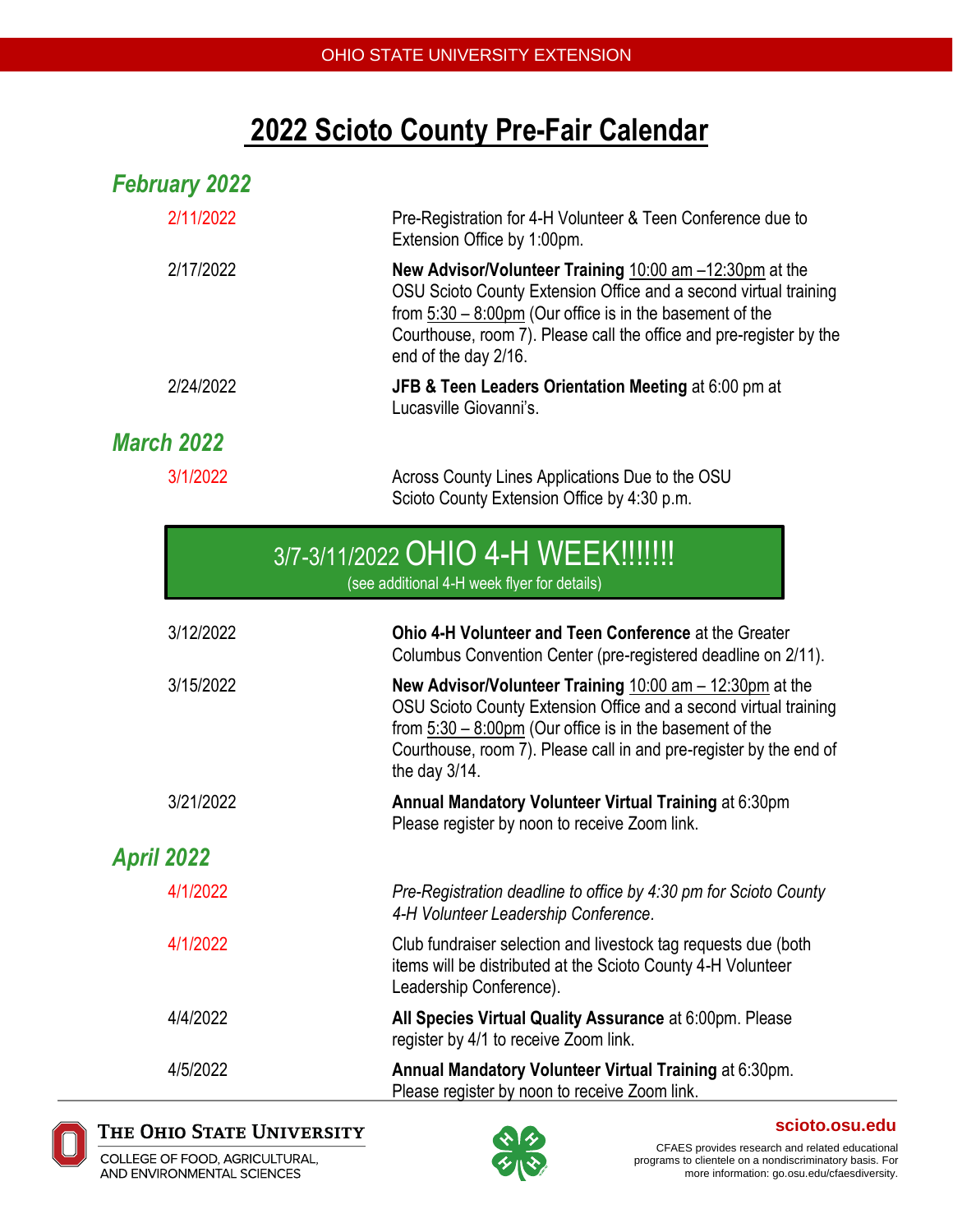# 2022 Scioto County Pre-Fair Calendar

## *February 2022*

| | |
|---|---|
| 2/11/2022 | Pre-Registration for 4-H Volunteer & Teen Conference due to Extension Office by 1:00pm. |
| 2/17/2022 | **New Advisor/Volunteer Training** 10:00 am –12:30pm at the OSU Scioto County Extension Office and a second virtual training from 5:30 – 8:00pm (Our office is in the basement of the Courthouse, room 7). Please call the office and pre-register by the end of the day 2/16. |
| 2/24/2022 | **JFB & Teen Leaders Orientation Meeting** at 6:00 pm at Lucasville Giovanni's. |

## *March 2022*

| | |
|---|---|
| 3/1/2022 | Across County Lines Applications Due to the OSU Scioto County Extension Office by 4:30 p.m. |

**3/7-3/11/2022 OHIO 4-H WEEK!!!!!!!**
(see additional 4-H week flyer for details)

| | |
|---|---|
| 3/12/2022 | **Ohio 4-H Volunteer and Teen Conference** at the Greater Columbus Convention Center (pre-registered deadline on 2/11). |
| 3/15/2022 | **New Advisor/Volunteer Training** 10:00 am – 12:30pm at the OSU Scioto County Extension Office and a second virtual training from 5:30 – 8:00pm (Our office is in the basement of the Courthouse, room 7). Please call in and pre-register by the end of the day 3/14. |
| 3/21/2022 | **Annual Mandatory Volunteer Virtual Training** at 6:30pm Please register by noon to receive Zoom link. |

## *April 2022*

| | |
|---|---|
| 4/1/2022 | *Pre-Registration deadline to office by 4:30 pm for Scioto County 4-H Volunteer Leadership Conference*. |
| 4/1/2022 | Club fundraiser selection and livestock tag requests due (both items will be distributed at the Scioto County 4-H Volunteer Leadership Conference). |
| 4/4/2022 | **All Species Virtual Quality Assurance** at 6:00pm. Please register by 4/1 to receive Zoom link. |
| 4/5/2022 | **Annual Mandatory Volunteer Virtual Training** at 6:30pm. Please register by noon to receive Zoom link. |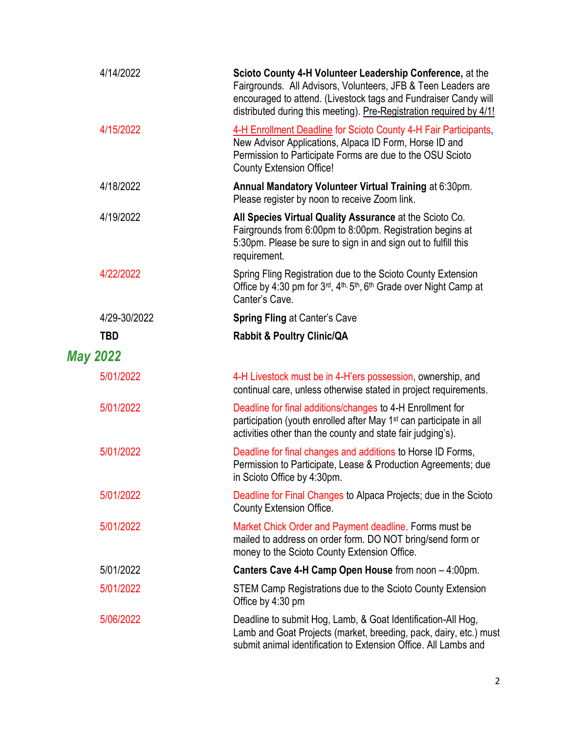| | |
|---|---|
| 4/14/2022 | **Scioto County 4-H Volunteer Leadership Conference,** at the Fairgrounds. All Advisors, Volunteers, JFB & Teen Leaders are encouraged to attend. (Livestock tags and Fundraiser Candy will distributed during this meeting). Pre-Registration required by 4/1! |
| 4/15/2022 | 4-H Enrollment Deadline for Scioto County 4-H Fair Participants, New Advisor Applications, Alpaca ID Form, Horse ID and Permission to Participate Forms are due to the OSU Scioto County Extension Office! |
| 4/18/2022 | **Annual Mandatory Volunteer Virtual Training** at 6:30pm. Please register by noon to receive Zoom link. |
| 4/19/2022 | **All Species Virtual Quality Assurance** at the Scioto Co. Fairgrounds from 6:00pm to 8:00pm. Registration begins at 5:30pm. Please be sure to sign in and sign out to fulfill this requirement. |
| 4/22/2022 | Spring Fling Registration due to the Scioto County Extension Office by 4:30 pm for 3rd, 4th, 5th, 6th Grade over Night Camp at Canter's Cave. |
| 4/29-30/2022 | **Spring Fling** at Canter's Cave |
| **TBD** | **Rabbit & Poultry Clinic/QA** |

## *May 2022*

| | |
|---|---|
| 5/01/2022 | 4-H Livestock must be in 4-H'ers possession, ownership, and continual care, unless otherwise stated in project requirements. |
| 5/01/2022 | Deadline for final additions/changes to 4-H Enrollment for participation (youth enrolled after May 1st can participate in all activities other than the county and state fair judging's). |
| 5/01/2022 | Deadline for final changes and additions to Horse ID Forms, Permission to Participate, Lease & Production Agreements; due in Scioto Office by 4:30pm. |
| 5/01/2022 | Deadline for Final Changes to Alpaca Projects; due in the Scioto County Extension Office. |
| 5/01/2022 | Market Chick Order and Payment deadline. Forms must be mailed to address on order form. DO NOT bring/send form or money to the Scioto County Extension Office. |
| 5/01/2022 | **Canters Cave 4-H Camp Open House** from noon – 4:00pm. |
| 5/01/2022 | STEM Camp Registrations due to the Scioto County Extension Office by 4:30 pm |
| 5/06/2022 | Deadline to submit Hog, Lamb, & Goat Identification-All Hog, Lamb and Goat Projects (market, breeding, pack, dairy, etc.) must submit animal identification to Extension Office. All Lambs and |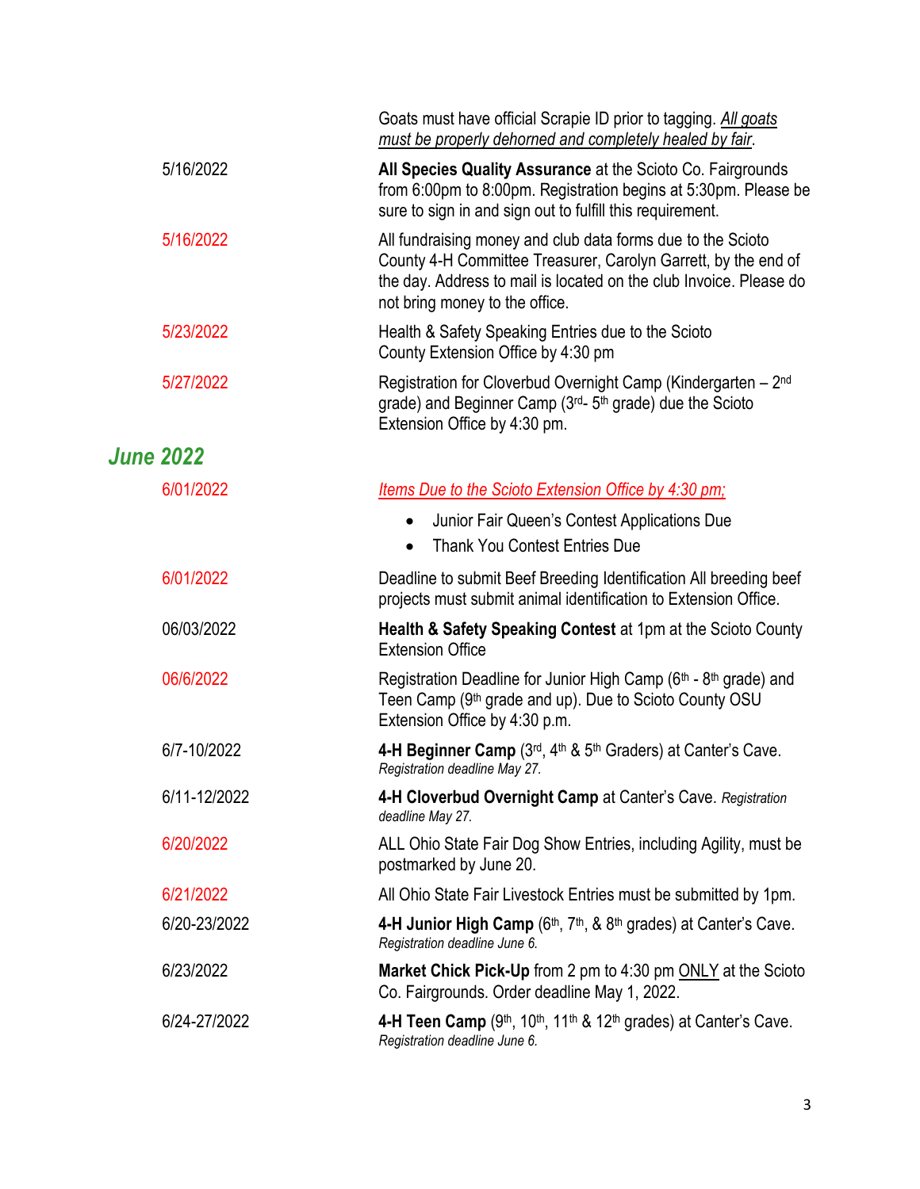| | |
|---|---|
| | Goats must have official Scrapie ID prior to tagging. *All goats must be properly dehorned and completely healed by fair*. |
| 5/16/2022 | **All Species Quality Assurance** at the Scioto Co. Fairgrounds from 6:00pm to 8:00pm. Registration begins at 5:30pm. Please be sure to sign in and sign out to fulfill this requirement. |
| 5/16/2022 | All fundraising money and club data forms due to the Scioto County 4-H Committee Treasurer, Carolyn Garrett, by the end of the day. Address to mail is located on the club Invoice. Please do not bring money to the office. |
| 5/23/2022 | Health & Safety Speaking Entries due to the Scioto County Extension Office by 4:30 pm |
| 5/27/2022 | Registration for Cloverbud Overnight Camp (Kindergarten – 2nd grade) and Beginner Camp (3rd- 5th grade) due the Scioto Extension Office by 4:30 pm. |

## *June 2022*

| | |
|---|---|
| 6/01/2022 | *Items Due to the Scioto Extension Office by 4:30 pm;*<br>• Junior Fair Queen's Contest Applications Due<br>• Thank You Contest Entries Due |
| 6/01/2022 | Deadline to submit Beef Breeding Identification All breeding beef projects must submit animal identification to Extension Office. |
| 06/03/2022 | **Health & Safety Speaking Contest** at 1pm at the Scioto County Extension Office |
| 06/6/2022 | Registration Deadline for Junior High Camp (6th - 8th grade) and Teen Camp (9th grade and up). Due to Scioto County OSU Extension Office by 4:30 p.m. |
| 6/7-10/2022 | **4-H Beginner Camp** (3rd, 4th & 5th Graders) at Canter's Cave. *Registration deadline May 27.* |
| 6/11-12/2022 | **4-H Cloverbud Overnight Camp** at Canter's Cave. *Registration deadline May 27.* |
| 6/20/2022 | ALL Ohio State Fair Dog Show Entries, including Agility, must be postmarked by June 20. |
| 6/21/2022 | All Ohio State Fair Livestock Entries must be submitted by 1pm. |
| 6/20-23/2022 | **4-H Junior High Camp** (6th, 7th, & 8th grades) at Canter's Cave. *Registration deadline June 6.* |
| 6/23/2022 | **Market Chick Pick-Up** from 2 pm to 4:30 pm ONLY at the Scioto Co. Fairgrounds. Order deadline May 1, 2022. |
| 6/24-27/2022 | **4-H Teen Camp** (9th, 10th, 11th & 12th grades) at Canter's Cave. *Registration deadline June 6.* |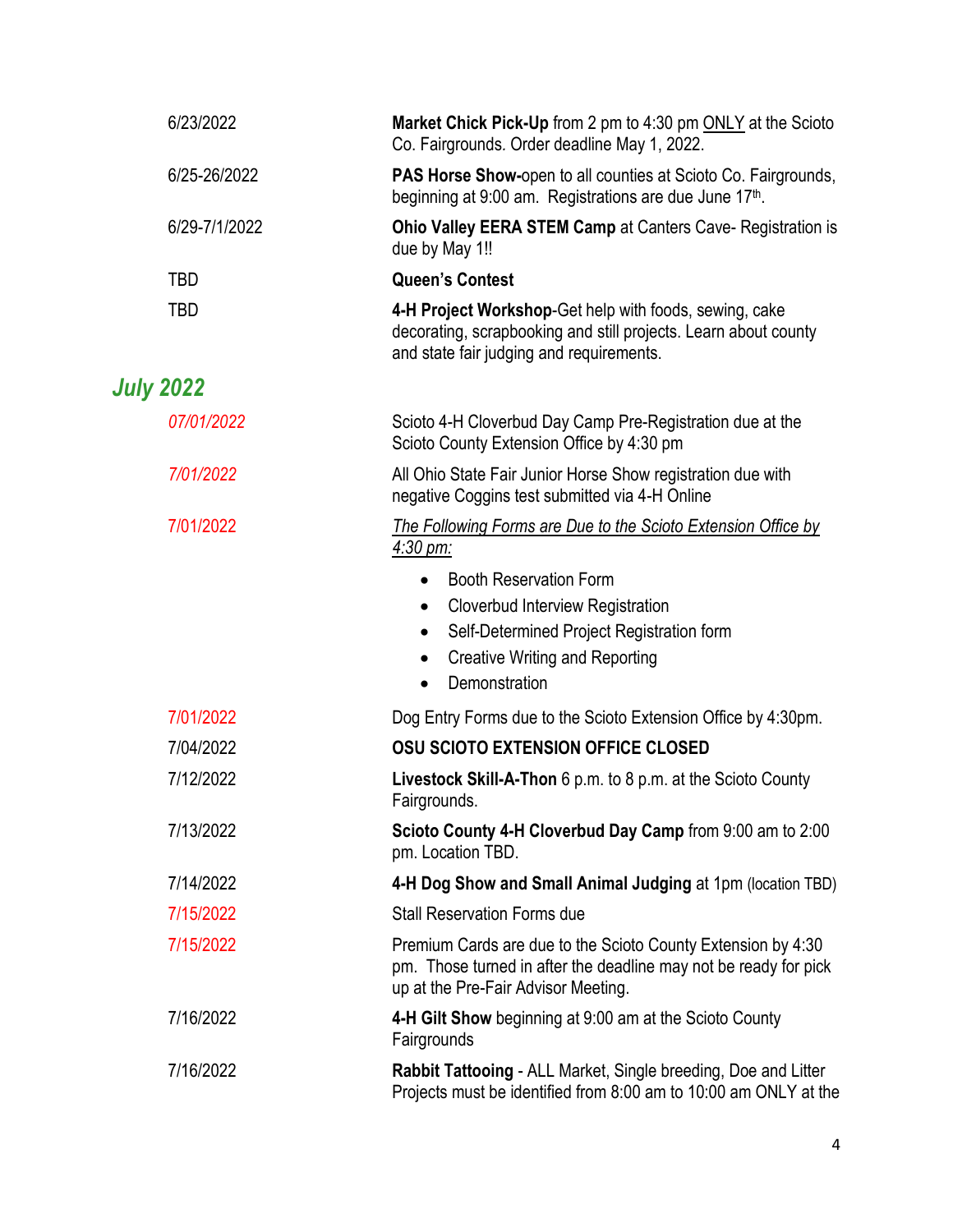| | |
|---|---|
| 6/23/2022 | **Market Chick Pick-Up** from 2 pm to 4:30 pm ONLY at the Scioto Co. Fairgrounds. Order deadline May 1, 2022. |
| 6/25-26/2022 | **PAS Horse Show-**open to all counties at Scioto Co. Fairgrounds, beginning at 9:00 am. Registrations are due June 17th. |
| 6/29-7/1/2022 | **Ohio Valley EERA STEM Camp** at Canters Cave- Registration is due by May 1!! |
| TBD | **Queen's Contest** |
| TBD | **4-H Project Workshop**-Get help with foods, sewing, cake decorating, scrapbooking and still projects. Learn about county and state fair judging and requirements. |

## *July 2022*

| | |
|---|---|
| *07/01/2022* | Scioto 4-H Cloverbud Day Camp Pre-Registration due at the Scioto County Extension Office by 4:30 pm |
| *7/01/2022* | All Ohio State Fair Junior Horse Show registration due with negative Coggins test submitted via 4-H Online |
| 7/01/2022 | *The Following Forms are Due to the Scioto Extension Office by 4:30 pm:*<br>• Booth Reservation Form<br>• Cloverbud Interview Registration<br>• Self-Determined Project Registration form<br>• Creative Writing and Reporting<br>• Demonstration |
| 7/01/2022 | Dog Entry Forms due to the Scioto Extension Office by 4:30pm. |
| 7/04/2022 | **OSU SCIOTO EXTENSION OFFICE CLOSED** |
| 7/12/2022 | **Livestock Skill-A-Thon** 6 p.m. to 8 p.m. at the Scioto County Fairgrounds. |
| 7/13/2022 | **Scioto County 4-H Cloverbud Day Camp** from 9:00 am to 2:00 pm. Location TBD. |
| 7/14/2022 | **4-H Dog Show and Small Animal Judging** at 1pm (location TBD) |
| 7/15/2022 | Stall Reservation Forms due |
| 7/15/2022 | Premium Cards are due to the Scioto County Extension by 4:30 pm. Those turned in after the deadline may not be ready for pick up at the Pre-Fair Advisor Meeting. |
| 7/16/2022 | **4-H Gilt Show** beginning at 9:00 am at the Scioto County Fairgrounds |
| 7/16/2022 | **Rabbit Tattooing** - ALL Market, Single breeding, Doe and Litter Projects must be identified from 8:00 am to 10:00 am ONLY at the |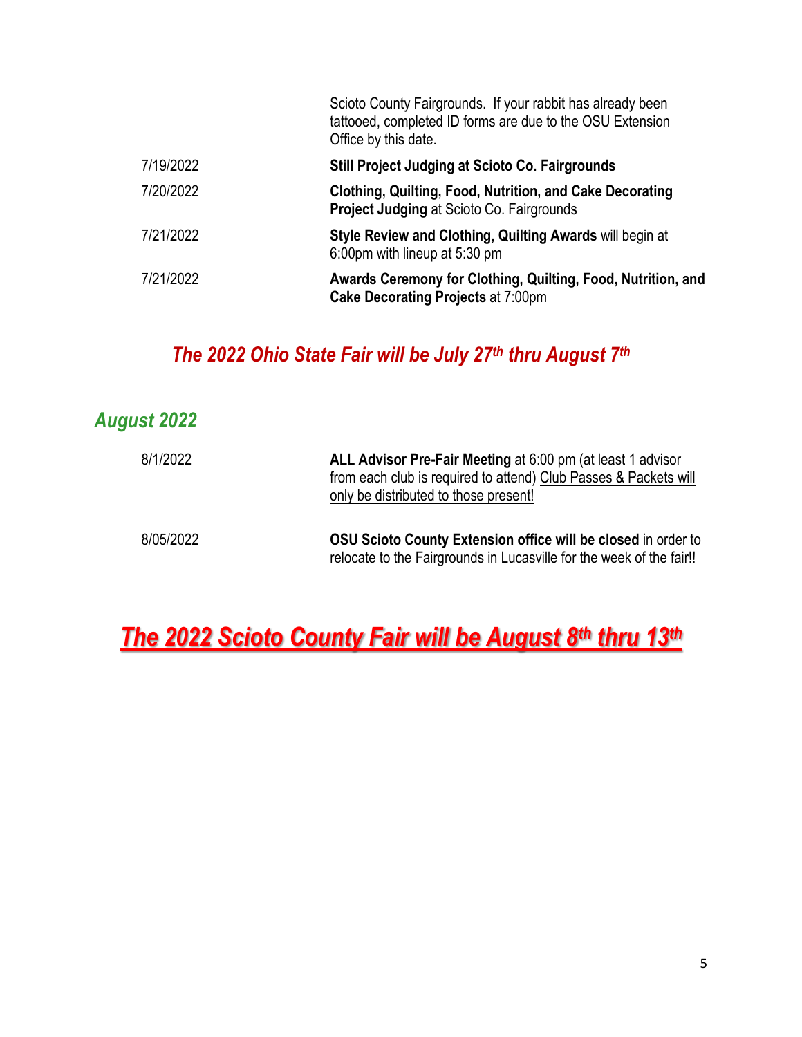| | |
|---|---|
| | Scioto County Fairgrounds. If your rabbit has already been tattooed, completed ID forms are due to the OSU Extension Office by this date. |
| 7/19/2022 | **Still Project Judging at Scioto Co. Fairgrounds** |
| 7/20/2022 | **Clothing, Quilting, Food, Nutrition, and Cake Decorating Project Judging** at Scioto Co. Fairgrounds |
| 7/21/2022 | **Style Review and Clothing, Quilting Awards** will begin at 6:00pm with lineup at 5:30 pm |
| 7/21/2022 | **Awards Ceremony for Clothing, Quilting, Food, Nutrition, and Cake Decorating Projects** at 7:00pm |

***The 2022 Ohio State Fair will be July 27th thru August 7th***

## *August 2022*

| | |
|---|---|
| 8/1/2022 | **ALL Advisor Pre-Fair Meeting** at 6:00 pm (at least 1 advisor from each club is required to attend) Club Passes & Packets will only be distributed to those present! |
| 8/05/2022 | **OSU Scioto County Extension office will be closed** in order to relocate to the Fairgrounds in Lucasville for the week of the fair!! |

# ***The 2022 Scioto County Fair will be August 8th thru 13th***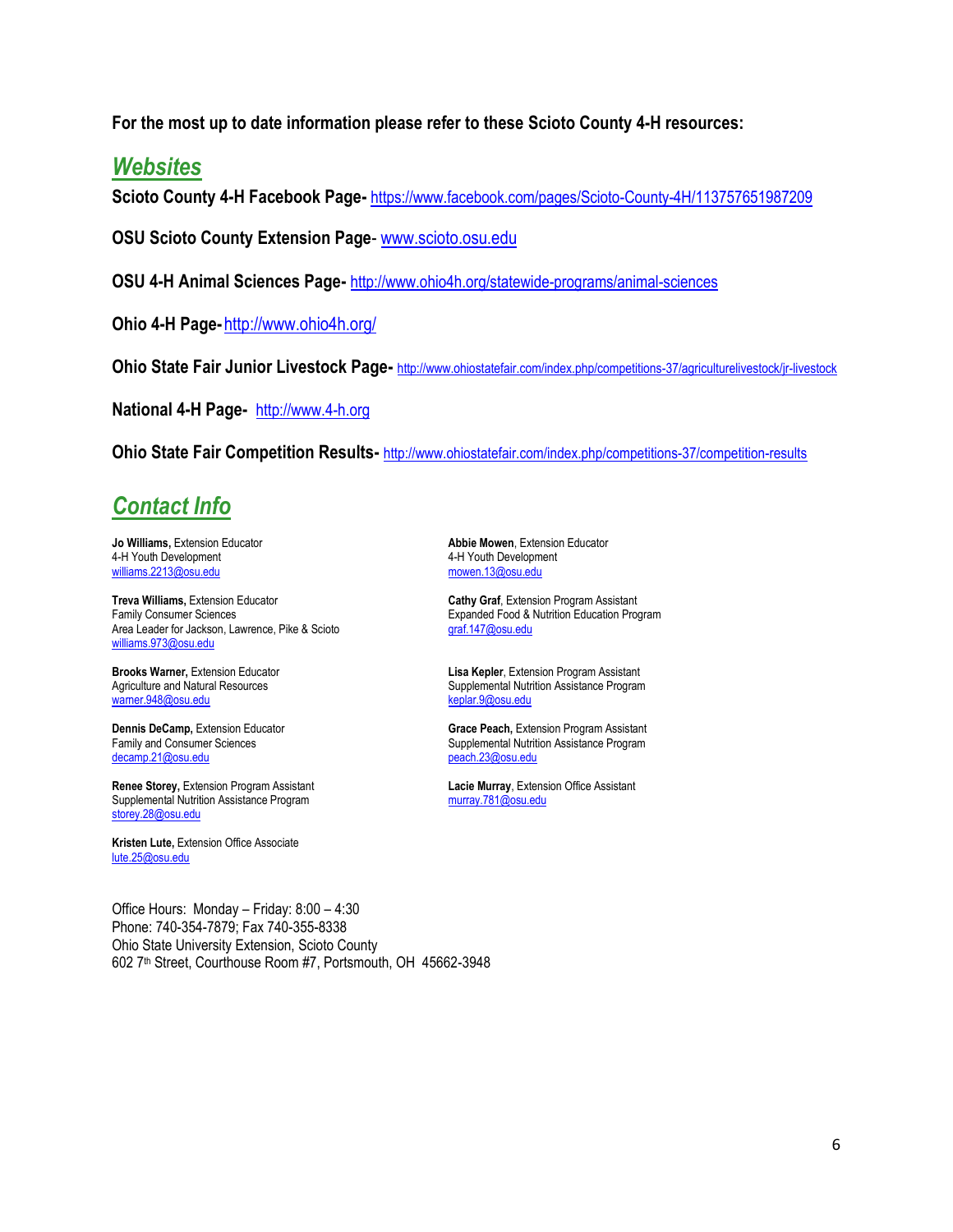**For the most up to date information please refer to these Scioto County 4-H resources:**

## *Websites*

**Scioto County 4-H Facebook Page-** https://www.facebook.com/pages/Scioto-County-4H/113757651987209

**OSU Scioto County Extension Page**- www.scioto.osu.edu

**OSU 4-H Animal Sciences Page-** http://www.ohio4h.org/statewide-programs/animal-sciences

**Ohio 4-H Page-** http://www.ohio4h.org/

**Ohio State Fair Junior Livestock Page-** http://www.ohiostatefair.com/index.php/competitions-37/agriculturelivestock/jr-livestock

**National 4-H Page-** http://www.4-h.org

**Ohio State Fair Competition Results-** http://www.ohiostatefair.com/index.php/competitions-37/competition-results

## *Contact Info*

**Jo Williams,** Extension Educator
4-H Youth Development
williams.2213@osu.edu

**Treva Williams,** Extension Educator
Family Consumer Sciences
Area Leader for Jackson, Lawrence, Pike & Scioto
williams.973@osu.edu

**Brooks Warner,** Extension Educator
Agriculture and Natural Resources
warner.948@osu.edu

**Dennis DeCamp,** Extension Educator
Family and Consumer Sciences
decamp.21@osu.edu

**Renee Storey,** Extension Program Assistant
Supplemental Nutrition Assistance Program
storey.28@osu.edu

**Kristen Lute,** Extension Office Associate
lute.25@osu.edu

**Abbie Mowen**, Extension Educator
4-H Youth Development
mowen.13@osu.edu

**Cathy Graf**, Extension Program Assistant
Expanded Food & Nutrition Education Program
graf.147@osu.edu

**Lisa Kepler**, Extension Program Assistant
Supplemental Nutrition Assistance Program
keplar.9@osu.edu

**Grace Peach,** Extension Program Assistant
Supplemental Nutrition Assistance Program
peach.23@osu.edu

**Lacie Murray**, Extension Office Assistant
murray.781@osu.edu

Office Hours: Monday – Friday: 8:00 – 4:30
Phone: 740-354-7879; Fax 740-355-8338
Ohio State University Extension, Scioto County
602 7th Street, Courthouse Room #7, Portsmouth, OH 45662-3948